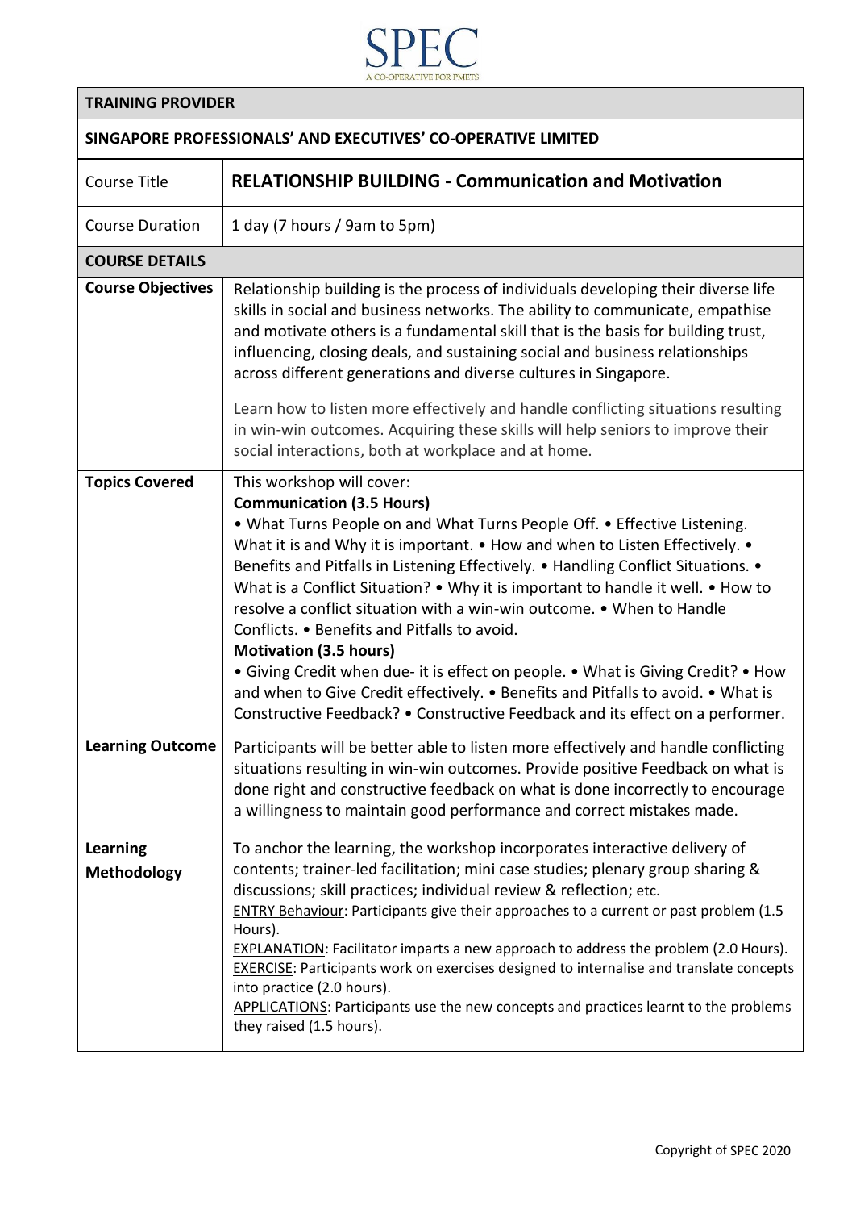SPEC

A CO-OPERATIVE FOR PMETS

| TRAINING PROVIDER | |
|---|---|
| **SINGAPORE PROFESSIONALS' AND EXECUTIVES' CO-OPERATIVE LIMITED** | |
| Course Title | **RELATIONSHIP BUILDING - Communication and Motivation** |
| Course Duration | 1 day (7 hours / 9am to 5pm) |
| **COURSE DETAILS** | |
| **Course Objectives** | Relationship building is the process of individuals developing their diverse life skills in social and business networks. The ability to communicate, empathise and motivate others is a fundamental skill that is the basis for building trust, influencing, closing deals, and sustaining social and business relationships across different generations and diverse cultures in Singapore.<br><br>Learn how to listen more effectively and handle conflicting situations resulting in win-win outcomes. Acquiring these skills will help seniors to improve their social interactions, both at workplace and at home. |
| **Topics Covered** | This workshop will cover:<br>**Communication (3.5 Hours)**<br>• What Turns People on and What Turns People Off. • Effective Listening. What it is and Why it is important. • How and when to Listen Effectively. • Benefits and Pitfalls in Listening Effectively. • Handling Conflict Situations. • What is a Conflict Situation? • Why it is important to handle it well. • How to resolve a conflict situation with a win-win outcome. • When to Handle Conflicts. • Benefits and Pitfalls to avoid.<br>**Motivation (3.5 hours)**<br>• Giving Credit when due- it is effect on people. • What is Giving Credit? • How and when to Give Credit effectively. • Benefits and Pitfalls to avoid. • What is Constructive Feedback? • Constructive Feedback and its effect on a performer. |
| **Learning Outcome** | Participants will be better able to listen more effectively and handle conflicting situations resulting in win-win outcomes. Provide positive Feedback on what is done right and constructive feedback on what is done incorrectly to encourage a willingness to maintain good performance and correct mistakes made. |
| **Learning Methodology** | To anchor the learning, the workshop incorporates interactive delivery of contents; trainer-led facilitation; mini case studies; plenary group sharing & discussions; skill practices; individual review & reflection; etc.<br>ENTRY Behaviour: Participants give their approaches to a current or past problem (1.5 Hours).<br>EXPLANATION: Facilitator imparts a new approach to address the problem (2.0 Hours).<br>EXERCISE: Participants work on exercises designed to internalise and translate concepts into practice (2.0 hours).<br>APPLICATIONS: Participants use the new concepts and practices learnt to the problems they raised (1.5 hours). |

Copyright of SPEC 2020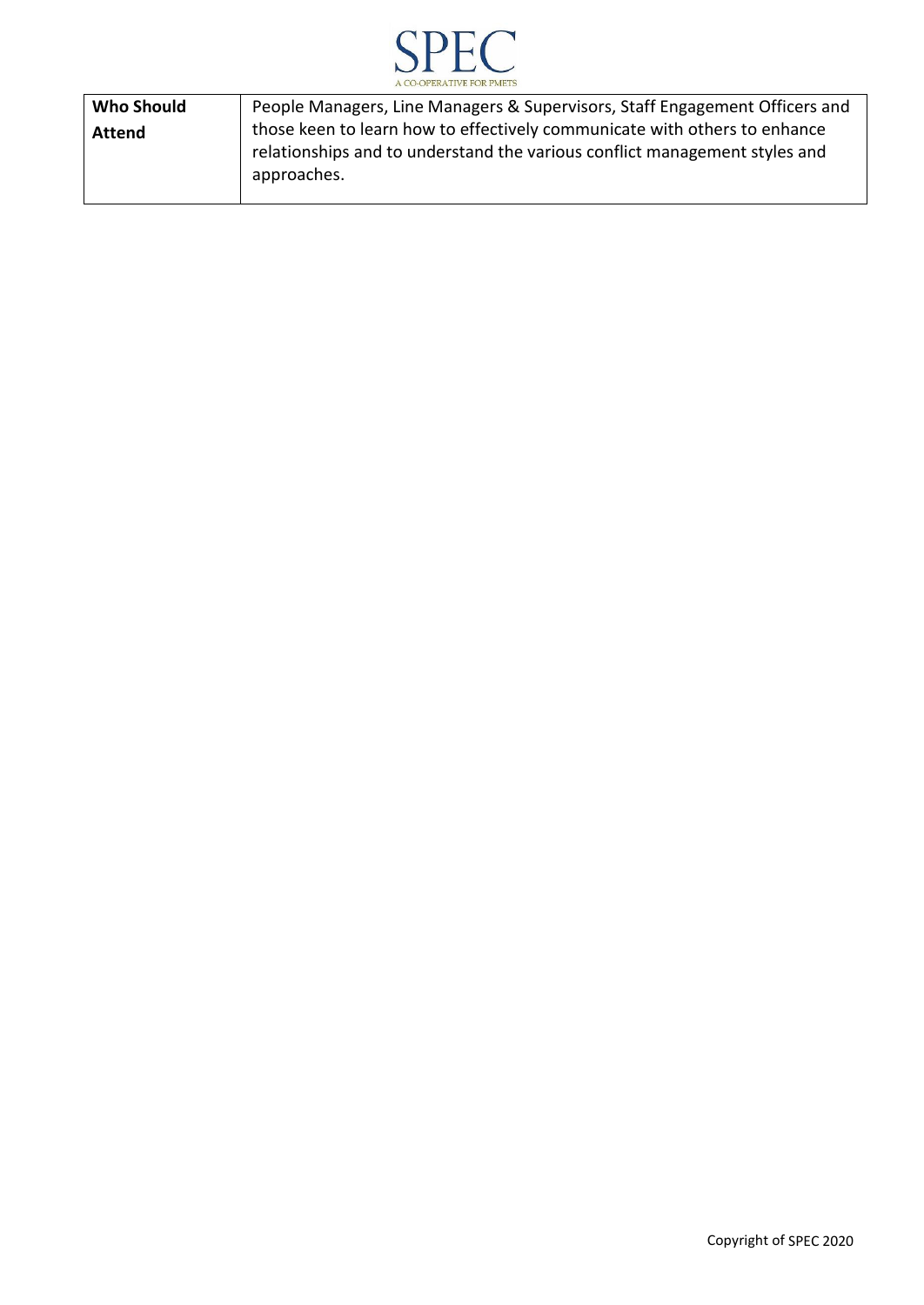| | |
|---|---|
| **Who Should Attend** | People Managers, Line Managers & Supervisors, Staff Engagement Officers and those keen to learn how to effectively communicate with others to enhance relationships and to understand the various conflict management styles and approaches. |